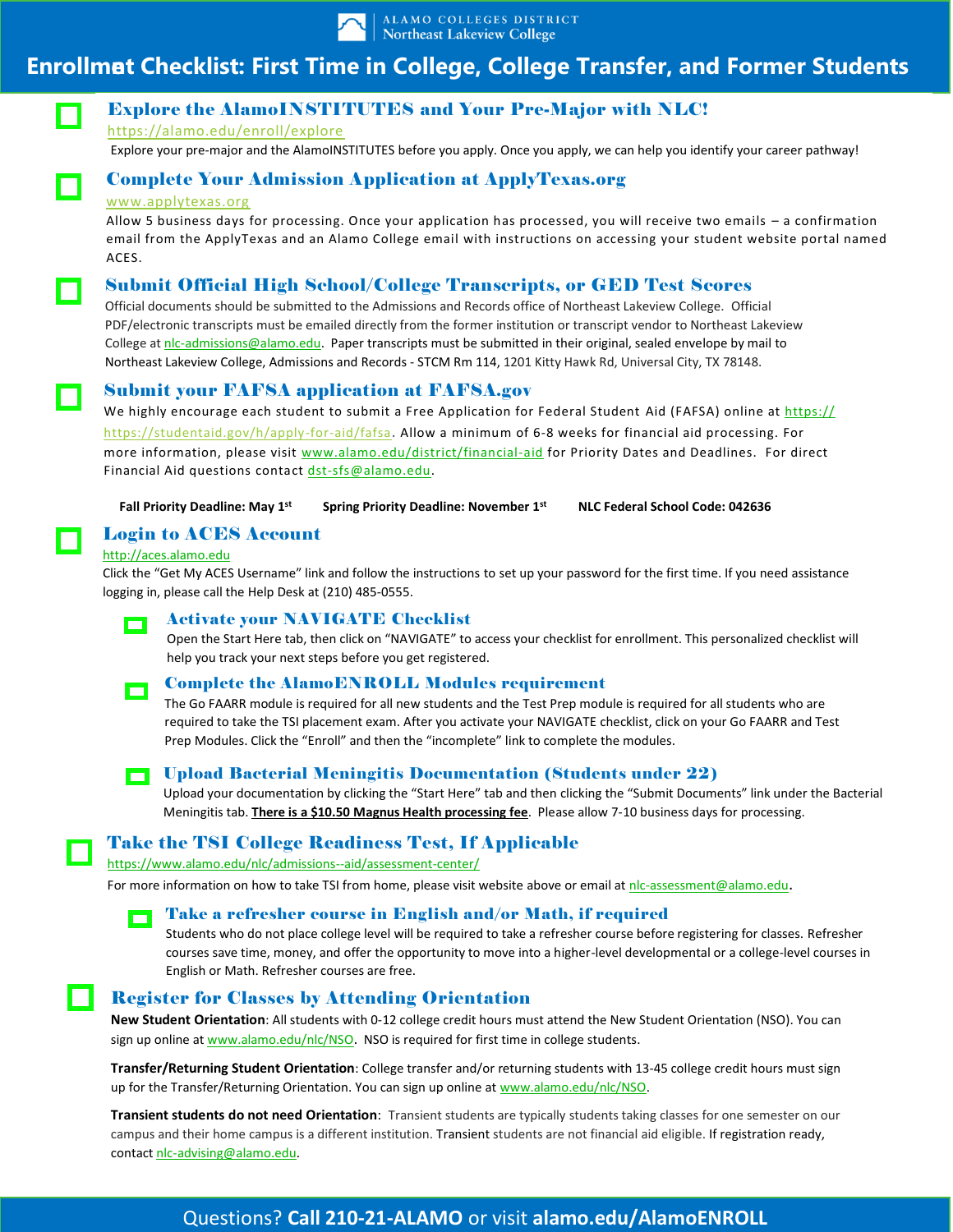ALAMO COLLEGES DISTRICT
Northeast Lakeview College

# Enrollment Checklist: First Time in College, College Transfer, and Former Students

## Explore the AlamoINSTITUTES and Your Pre-Major with NLC!

https://alamo.edu/enroll/explore

Explore your pre-major and the AlamoINSTITUTES before you apply. Once you apply, we can help you identify your career pathway!

## Complete Your Admission Application at ApplyTexas.org

www.applytexas.org

Allow 5 business days for processing. Once your application has processed, you will receive two emails – a confirmation email from the ApplyTexas and an Alamo College email with instructions on accessing your student website portal named ACES.

## Submit Official High School/College Transcripts, or GED Test Scores

Official documents should be submitted to the Admissions and Records office of Northeast Lakeview College. Official PDF/electronic transcripts must be emailed directly from the former institution or transcript vendor to Northeast Lakeview College at nlc-admissions@alamo.edu. Paper transcripts must be submitted in their original, sealed envelope by mail to Northeast Lakeview College, Admissions and Records - STCM Rm 114, 1201 Kitty Hawk Rd, Universal City, TX 78148.

## Submit your FAFSA application at FAFSA.gov

We highly encourage each student to submit a Free Application for Federal Student Aid (FAFSA) online at https://https://studentaid.gov/h/apply-for-aid/fafsa. Allow a minimum of 6-8 weeks for financial aid processing. For more information, please visit www.alamo.edu/district/financial-aid for Priority Dates and Deadlines. For direct Financial Aid questions contact dst-sfs@alamo.edu.

**Fall Priority Deadline: May 1st** **Spring Priority Deadline: November 1st** **NLC Federal School Code: 042636**

## Login to ACES Account

http://aces.alamo.edu

Click the "Get My ACES Username" link and follow the instructions to set up your password for the first time. If you need assistance logging in, please call the Help Desk at (210) 485-0555.

### Activate your NAVIGATE Checklist

Open the Start Here tab, then click on "NAVIGATE" to access your checklist for enrollment. This personalized checklist will help you track your next steps before you get registered.

### Complete the AlamoENROLL Modules requirement

The Go FAARR module is required for all new students and the Test Prep module is required for all students who are required to take the TSI placement exam. After you activate your NAVIGATE checklist, click on your Go FAARR and Test Prep Modules. Click the "Enroll" and then the "incomplete" link to complete the modules.

### Upload Bacterial Meningitis Documentation (Students under 22)

Upload your documentation by clicking the "Start Here" tab and then clicking the "Submit Documents" link under the Bacterial Meningitis tab. **There is a $10.50 Magnus Health processing fee**. Please allow 7-10 business days for processing.

## Take the TSI College Readiness Test, If Applicable

https://www.alamo.edu/nlc/admissions--aid/assessment-center/

For more information on how to take TSI from home, please visit website above or email at nlc-assessment@alamo.edu.

### Take a refresher course in English and/or Math, if required

Students who do not place college level will be required to take a refresher course before registering for classes. Refresher courses save time, money, and offer the opportunity to move into a higher-level developmental or a college-level courses in English or Math. Refresher courses are free.

## Register for Classes by Attending Orientation

**New Student Orientation**: All students with 0-12 college credit hours must attend the New Student Orientation (NSO). You can sign up online at www.alamo.edu/nlc/NSO. NSO is required for first time in college students.

**Transfer/Returning Student Orientation**: College transfer and/or returning students with 13-45 college credit hours must sign up for the Transfer/Returning Orientation. You can sign up online at www.alamo.edu/nlc/NSO.

**Transient students do not need Orientation**: Transient students are typically students taking classes for one semester on our campus and their home campus is a different institution. Transient students are not financial aid eligible. If registration ready, contact nlc-advising@alamo.edu.

Questions? **Call 210-21-ALAMO** or visit **alamo.edu/AlamoENROLL**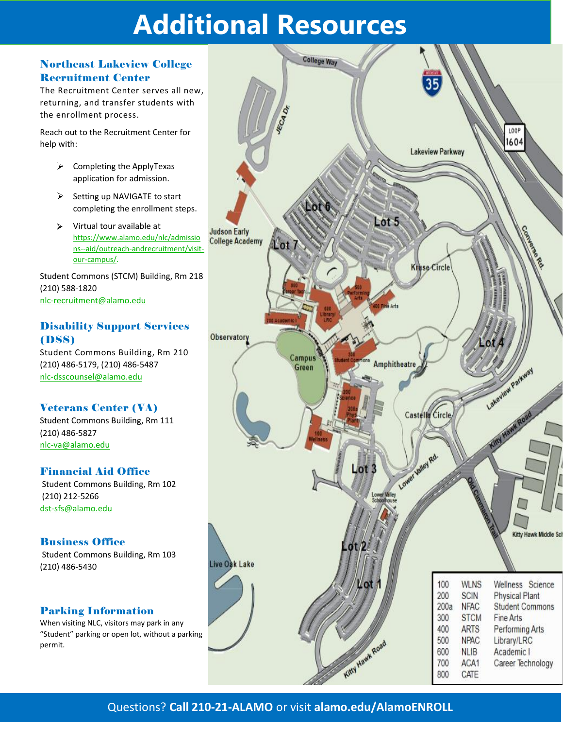# Additional Resources

## Northeast Lakeview College Recruitment Center

The Recruitment Center serves all new, returning, and transfer students with the enrollment process.

Reach out to the Recruitment Center for help with:

- Completing the ApplyTexas application for admission.
- Setting up NAVIGATE to start completing the enrollment steps.
- Virtual tour available at https://www.alamo.edu/nlc/admissions--aid/outreach-andrecruitment/visit-our-campus/.

Student Commons (STCM) Building, Rm 218
(210) 588-1820
nlc-recruitment@alamo.edu

## Disability Support Services (DSS)

Student Commons Building, Rm 210
(210) 486-5179, (210) 486-5487
nlc-dsscounsel@alamo.edu

## Veterans Center (VA)

Student Commons Building, Rm 111
(210) 486-5827
nlc-va@alamo.edu

## Financial Aid Office

Student Commons Building, Rm 102
(210) 212-5266
dst-sfs@alamo.edu

## Business Office

Student Commons Building, Rm 103
(210) 486-5430

## Parking Information

When visiting NLC, visitors may park in any "Student" parking or open lot, without a parking permit.

College Way
35
LOOP 1604
JECA Dr.
Lakeview Parkway
Lot 6
Lot 5
Lot 7
Judson Early College Academy
Kruse Circle
Converse Rd.
800 Career Tech
500 Performing Arts
400 Fine Arts
700 Academic I
600 Library/LRC
Observatory
Campus Green
300 Student Commons
Amphitheatre
Lot 4
200 Science
200a Phys. Plant
Castella Circle
Lakeview Parkway
100 Wellness
Kitty Hawk Road
Lot 3
Lower Valley Rd.
Lower Valley Schoolhouse
Old Cimmaron Trail
Kitty Hawk Middle Sch
Lot 2
Live Oak Lake
Lot 1
Kitty Hawk Road

| | | |
|---|---|---|
| 100 | WLNS | Wellness |
| 200 | SCIN | Science |
| 200a | NFAC | Physical Plant |
| 300 | STCM | Student Commons |
| 400 | ARTS | Fine Arts |
| 500 | NPAC | Performing Arts |
| 600 | NLIB | Library/LRC |
| 700 | ACA1 | Academic I |
| 800 | CATE | Career Technology |

Questions? **Call 210-21-ALAMO** or visit **alamo.edu/AlamoENROLL**